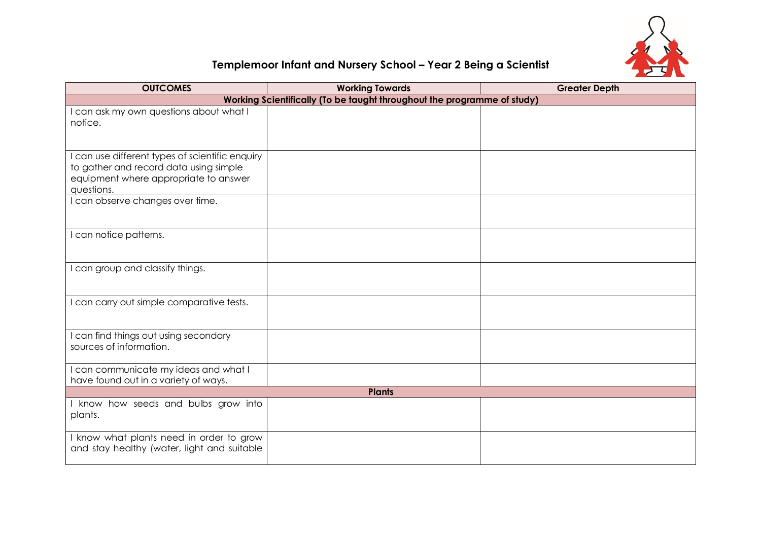# Templemoor Infant and Nursery School – Year 2 Being a Scientist

| OUTCOMES | Working Towards | Greater Depth |
|---|---|---|
| **Working Scientifically (To be taught throughout the programme of study)** | | |
| I can ask my own questions about what I notice. | | |
| I can use different types of scientific enquiry to gather and record data using simple equipment where appropriate to answer questions. | | |
| I can observe changes over time. | | |
| I can notice patterns. | | |
| I can group and classify things. | | |
| I can carry out simple comparative tests. | | |
| I can find things out using secondary sources of information. | | |
| I can communicate my ideas and what I have found out in a variety of ways. | | |
| **Plants** | | |
| I know how seeds and bulbs grow into plants. | | |
| I know what plants need in order to grow and stay healthy (water, light and suitable | | |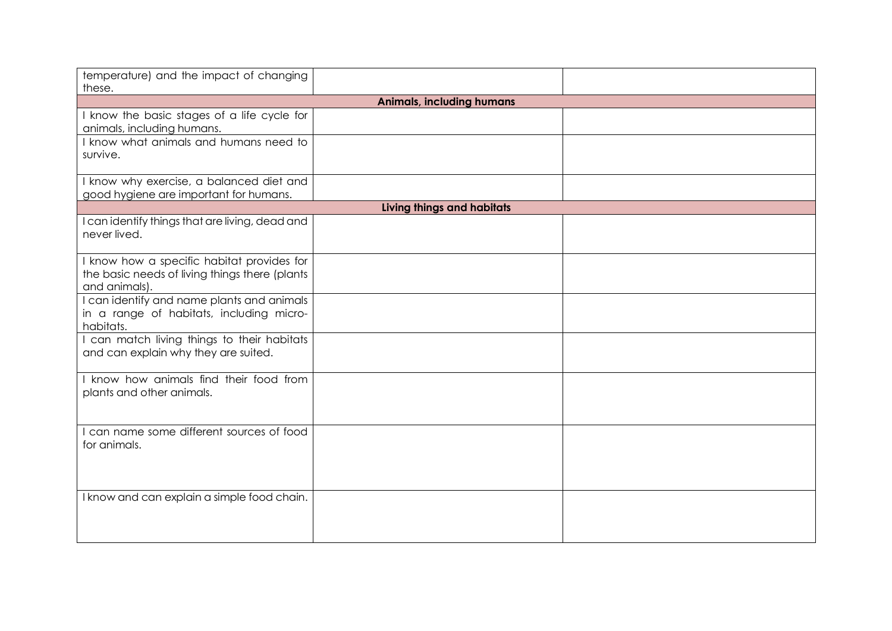| | | |
|---|---|---|
| temperature) and the impact of changing these. | | |
| **Animals, including humans** | | |
| I know the basic stages of a life cycle for animals, including humans. | | |
| I know what animals and humans need to survive. | | |
| I know why exercise, a balanced diet and good hygiene are important for humans. | | |
| **Living things and habitats** | | |
| I can identify things that are living, dead and never lived. | | |
| I know how a specific habitat provides for the basic needs of living things there (plants and animals). | | |
| I can identify and name plants and animals in a range of habitats, including micro-habitats. | | |
| I can match living things to their habitats and can explain why they are suited. | | |
| I know how animals find their food from plants and other animals. | | |
| I can name some different sources of food for animals. | | |
| I know and can explain a simple food chain. | | |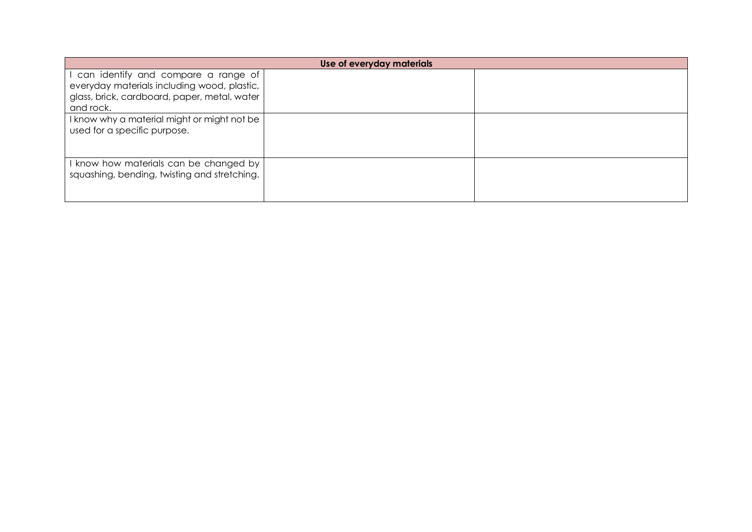| Use of everyday materials | | |
|---|---|---|
| I can identify and compare a range of everyday materials including wood, plastic, glass, brick, cardboard, paper, metal, water and rock. | | |
| I know why a material might or might not be used for a specific purpose. | | |
| I know how materials can be changed by squashing, bending, twisting and stretching. | | |